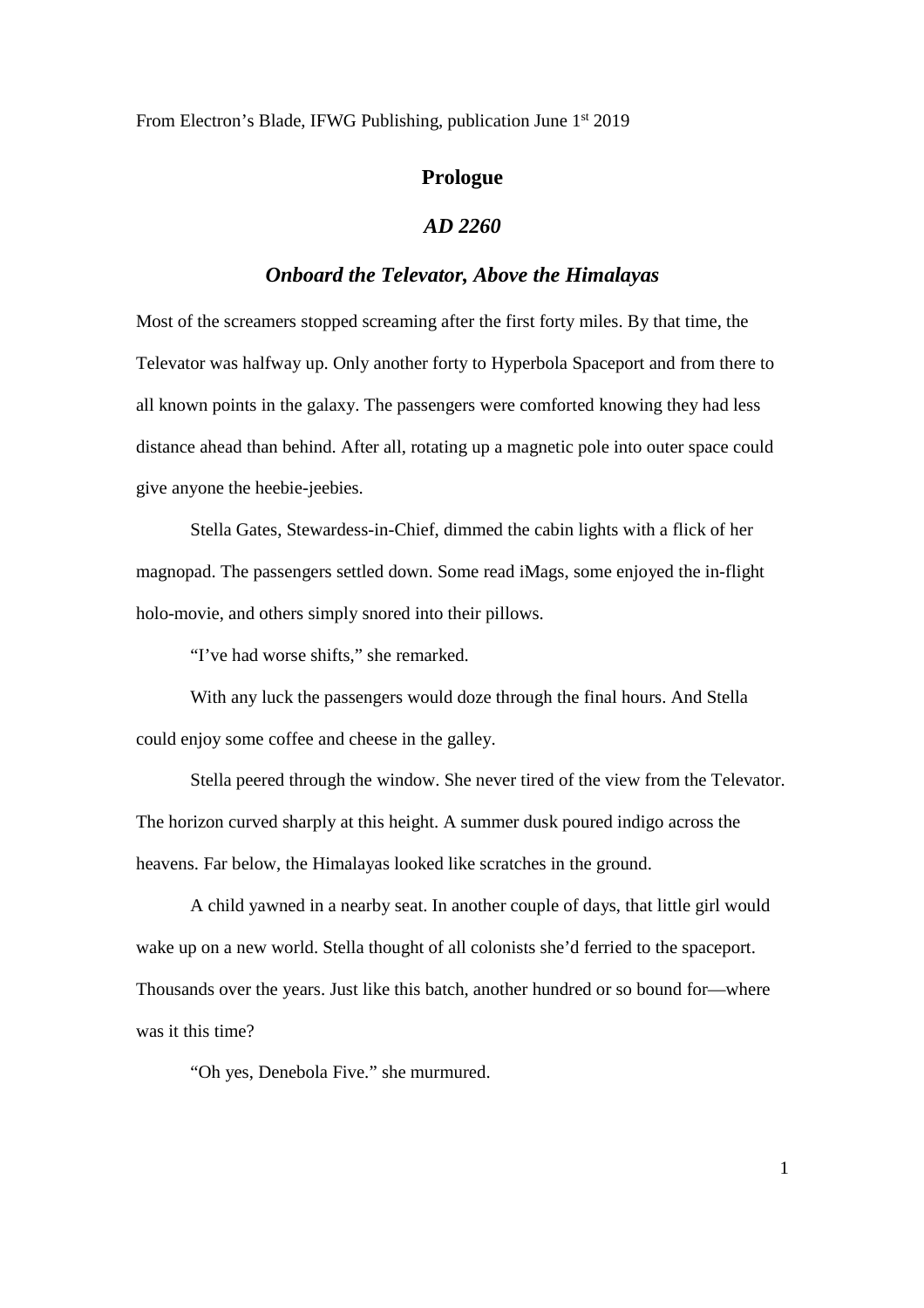From Electron's Blade, IFWG Publishing, publication June 1st 2019

## Prologue

### *AD 2260*

### *Onboard the Televator, Above the Himalayas*

Most of the screamers stopped screaming after the first forty miles. By that time, the Televator was halfway up. Only another forty to Hyperbola Spaceport and from there to all known points in the galaxy. The passengers were comforted knowing they had less distance ahead than behind. After all, rotating up a magnetic pole into outer space could give anyone the heebie-jeebies.

Stella Gates, Stewardess-in-Chief, dimmed the cabin lights with a flick of her magnopad. The passengers settled down. Some read iMags, some enjoyed the in-flight holo-movie, and others simply snored into their pillows.

"I've had worse shifts," she remarked.

With any luck the passengers would doze through the final hours. And Stella could enjoy some coffee and cheese in the galley.

Stella peered through the window. She never tired of the view from the Televator. The horizon curved sharply at this height. A summer dusk poured indigo across the heavens. Far below, the Himalayas looked like scratches in the ground.

A child yawned in a nearby seat. In another couple of days, that little girl would wake up on a new world. Stella thought of all colonists she'd ferried to the spaceport. Thousands over the years. Just like this batch, another hundred or so bound for—where was it this time?

"Oh yes, Denebola Five." she murmured.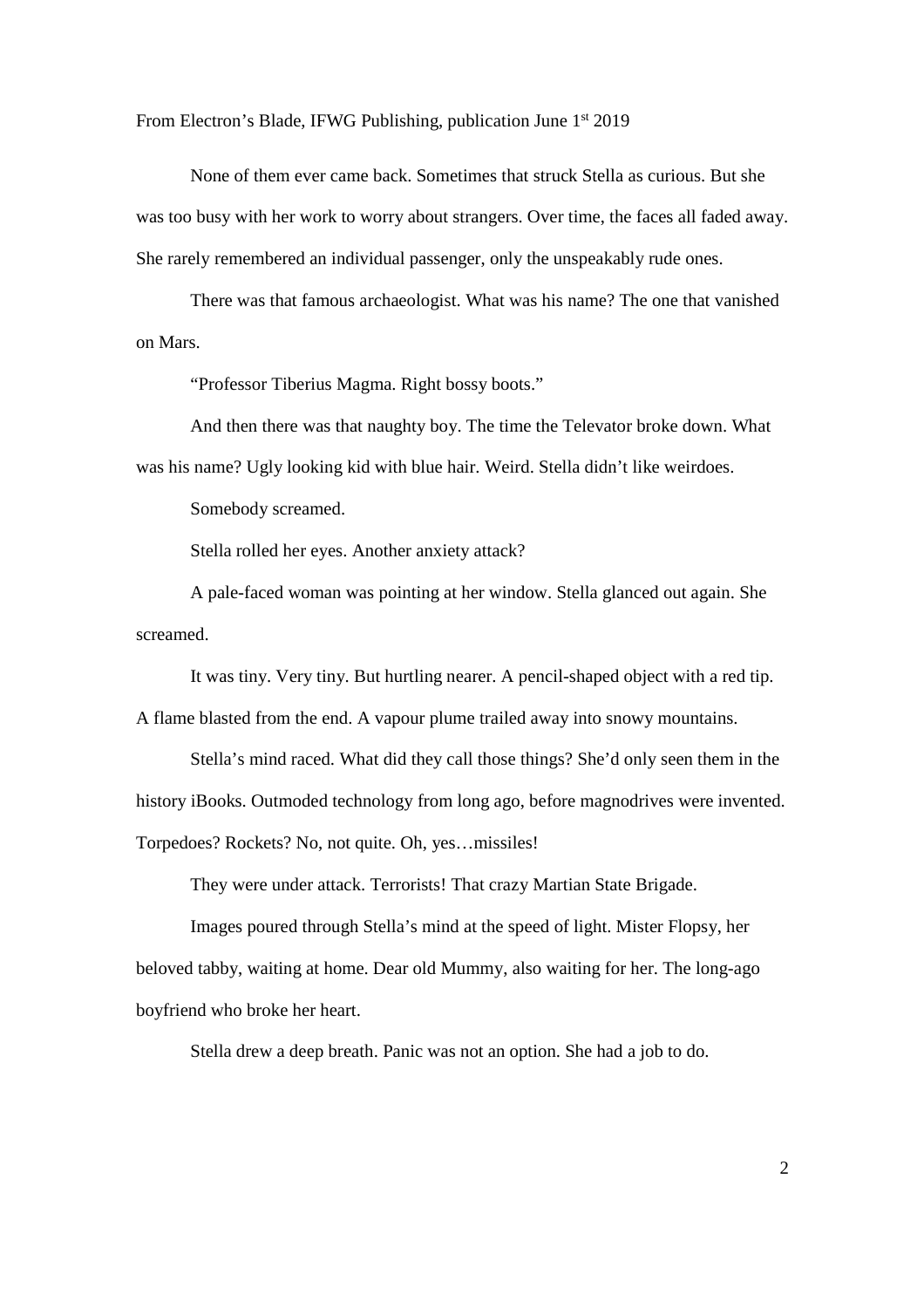None of them ever came back. Sometimes that struck Stella as curious. But she was too busy with her work to worry about strangers. Over time, the faces all faded away. She rarely remembered an individual passenger, only the unspeakably rude ones.

There was that famous archaeologist. What was his name? The one that vanished on Mars.

"Professor Tiberius Magma. Right bossy boots."

And then there was that naughty boy. The time the Televator broke down. What was his name? Ugly looking kid with blue hair. Weird. Stella didn't like weirdoes.

Somebody screamed.

Stella rolled her eyes. Another anxiety attack?

A pale-faced woman was pointing at her window. Stella glanced out again. She screamed.

It was tiny. Very tiny. But hurtling nearer. A pencil-shaped object with a red tip. A flame blasted from the end. A vapour plume trailed away into snowy mountains.

Stella's mind raced. What did they call those things? She'd only seen them in the history iBooks. Outmoded technology from long ago, before magnodrives were invented. Torpedoes? Rockets? No, not quite. Oh, yes…missiles!

They were under attack. Terrorists! That crazy Martian State Brigade.

Images poured through Stella's mind at the speed of light. Mister Flopsy, her beloved tabby, waiting at home. Dear old Mummy, also waiting for her. The long-ago boyfriend who broke her heart.

Stella drew a deep breath. Panic was not an option. She had a job to do.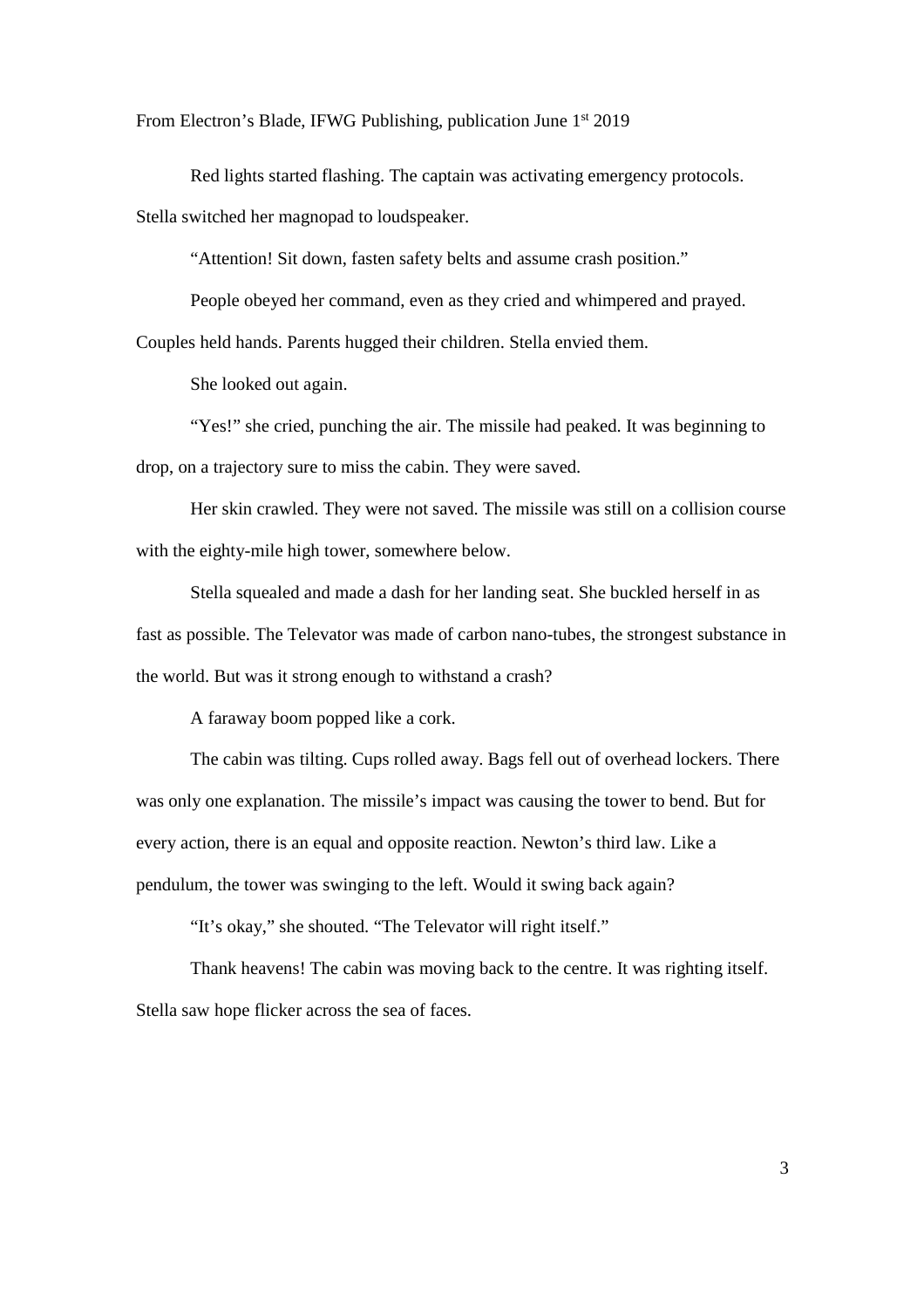Red lights started flashing. The captain was activating emergency protocols. Stella switched her magnopad to loudspeaker.

"Attention! Sit down, fasten safety belts and assume crash position."

People obeyed her command, even as they cried and whimpered and prayed. Couples held hands. Parents hugged their children. Stella envied them.

She looked out again.

"Yes!" she cried, punching the air. The missile had peaked. It was beginning to drop, on a trajectory sure to miss the cabin. They were saved.

Her skin crawled. They were not saved. The missile was still on a collision course with the eighty-mile high tower, somewhere below.

Stella squealed and made a dash for her landing seat. She buckled herself in as fast as possible. The Televator was made of carbon nano-tubes, the strongest substance in the world. But was it strong enough to withstand a crash?

A faraway boom popped like a cork.

The cabin was tilting. Cups rolled away. Bags fell out of overhead lockers. There was only one explanation. The missile's impact was causing the tower to bend. But for every action, there is an equal and opposite reaction. Newton's third law. Like a pendulum, the tower was swinging to the left. Would it swing back again?

"It's okay," she shouted. "The Televator will right itself."

Thank heavens! The cabin was moving back to the centre. It was righting itself. Stella saw hope flicker across the sea of faces.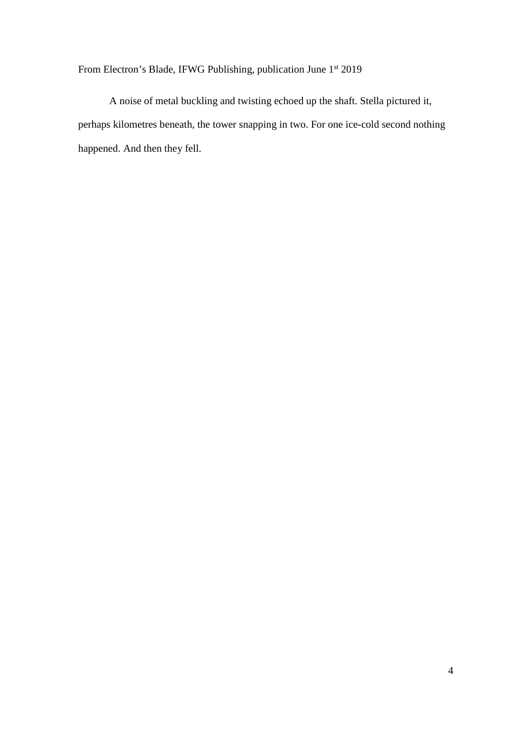From Electron's Blade, IFWG Publishing, publication June 1st 2019

A noise of metal buckling and twisting echoed up the shaft. Stella pictured it, perhaps kilometres beneath, the tower snapping in two. For one ice-cold second nothing happened. And then they fell.